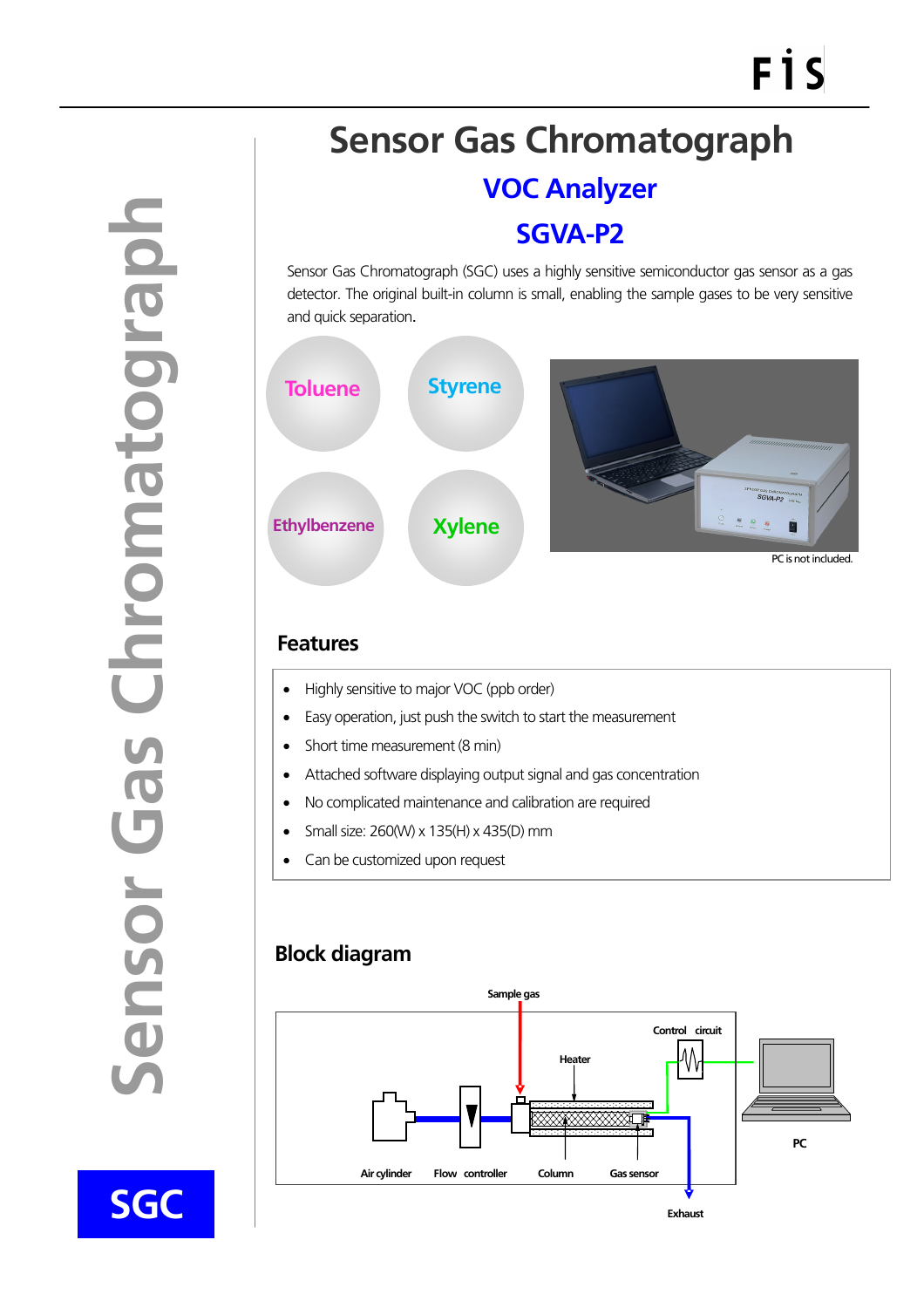# Sensor Gas Chromatograph

## VOC Analyzer

## SGVA-P2

Sensor Gas Chromatograph (SGC) uses a highly sensitive semiconductor gas sensor as a gas detector. The original built-in column is small, enabling the sample gases to be very sensitive and quick separation.

Toluene

Styrene

Ethylbenzene

Xylene

PC is not included.

### Features

- Highly sensitive to major VOC (ppb order)
- Easy operation, just push the switch to start the measurement
- Short time measurement (8 min)
- Attached software displaying output signal and gas concentration
- No complicated maintenance and calibration are required
- Small size: 260(W) x 135(H) x 435(D) mm
- Can be customized upon request

### Block diagram

Sample gas

Control circuit

Heater

PC

Air cylinder

Flow controller

Column

Gas sensor

Exhaust

Sensor Gas Chromatograph

SGC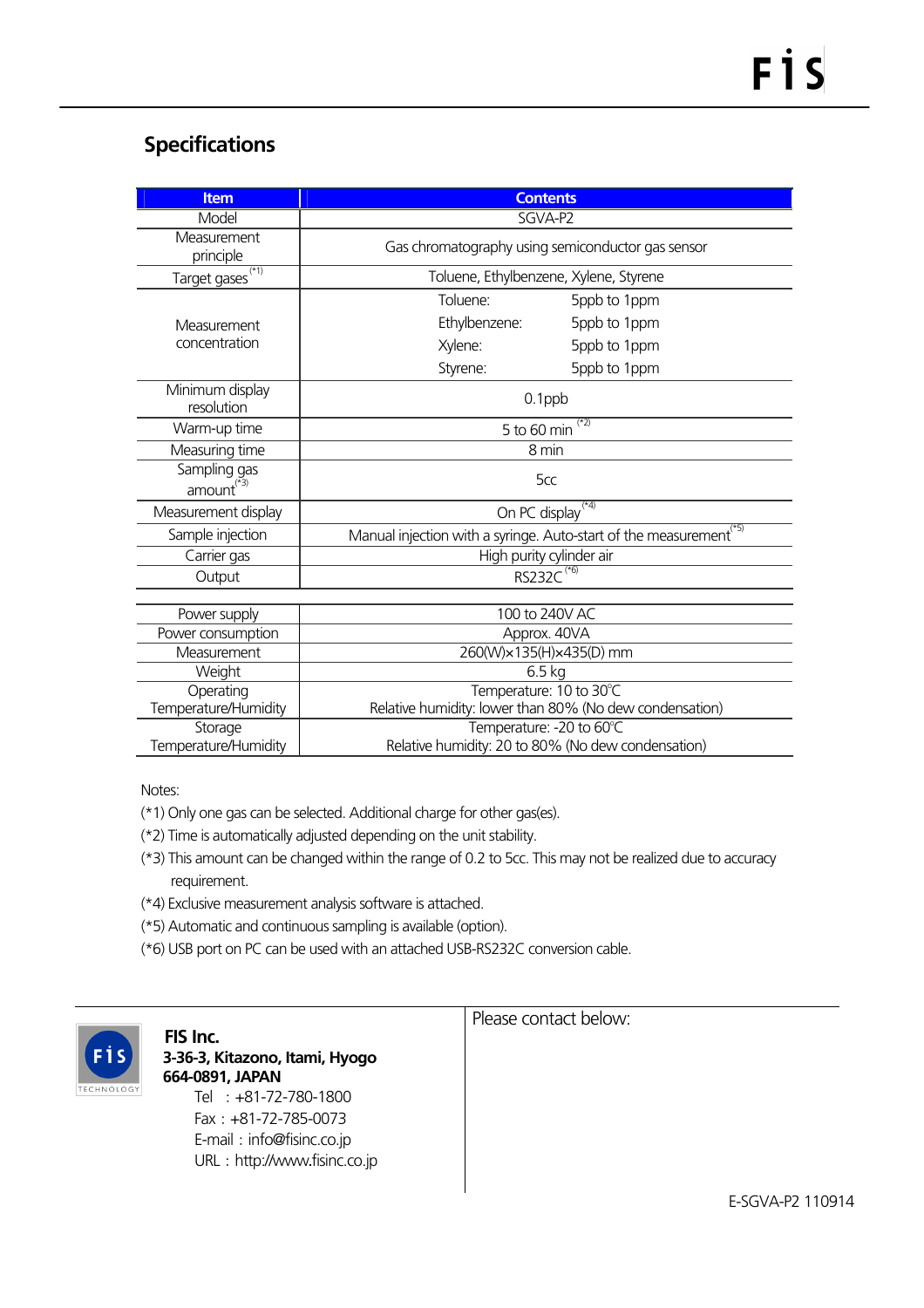## Specifications

| Item | Contents |
|---|---|
| Model | SGVA-P2 |
| Measurement principle | Gas chromatography using semiconductor gas sensor |
| Target gases (*1) | Toluene, Ethylbenzene, Xylene, Styrene |
| Measurement concentration | Toluene: 5ppb to 1ppm<br>Ethylbenzene: 5ppb to 1ppm<br>Xylene: 5ppb to 1ppm<br>Styrene: 5ppb to 1ppm |
| Minimum display resolution | 0.1ppb |
| Warm-up time | 5 to 60 min (*2) |
| Measuring time | 8 min |
| Sampling gas amount (*3) | 5cc |
| Measurement display | On PC display (*4) |
| Sample injection | Manual injection with a syringe. Auto-start of the measurement (*5) |
| Carrier gas | High purity cylinder air |
| Output | RS232C (*6) |
| Power supply | 100 to 240V AC |
| Power consumption | Approx. 40VA |
| Measurement | 260(W)×135(H)×435(D) mm |
| Weight | 6.5 kg |
| Operating Temperature/Humidity | Temperature: 10 to 30℃<br>Relative humidity: lower than 80% (No dew condensation) |
| Storage Temperature/Humidity | Temperature: -20 to 60℃<br>Relative humidity: 20 to 80% (No dew condensation) |

Notes:

(*1) Only one gas can be selected. Additional charge for other gas(es).

(*2) Time is automatically adjusted depending on the unit stability.

(*3) This amount can be changed within the range of 0.2 to 5cc. This may not be realized due to accuracy requirement.

(*4) Exclusive measurement analysis software is attached.

(*5) Automatic and continuous sampling is available (option).

(*6) USB port on PC can be used with an attached USB-RS232C conversion cable.

**FIS Inc.**
**3-36-3, Kitazono, Itami, Hyogo**
**664-0891, JAPAN**
Tel : +81-72-780-1800
Fax : +81-72-785-0073
E-mail : info@fisinc.co.jp
URL : http://www.fisinc.co.jp

Please contact below:

E-SGVA-P2 110914